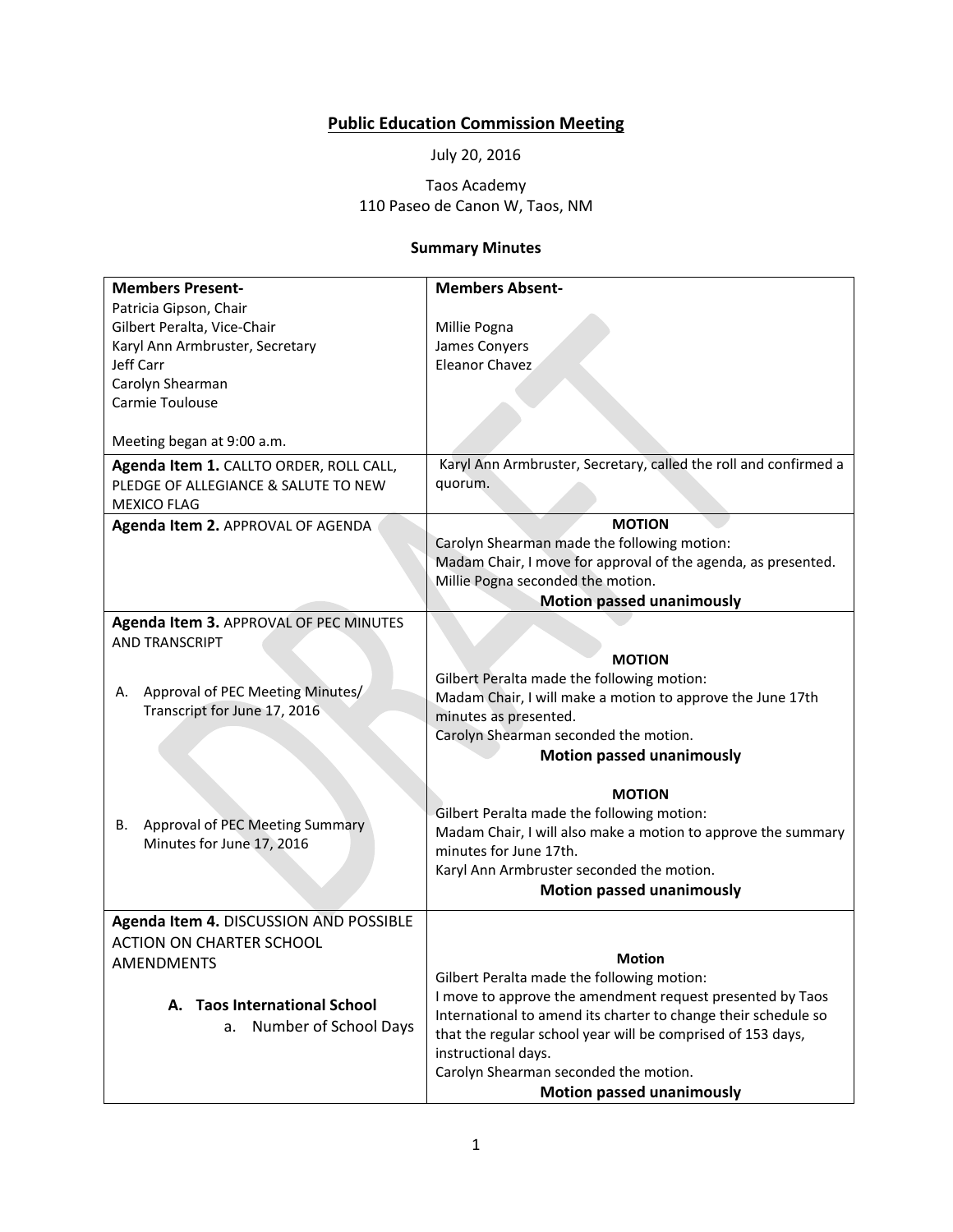# Public Education Commission Meeting

July 20, 2016

Taos Academy
110 Paseo de Canon W, Taos, NM

**Summary Minutes**

| **Members Present-**<br>Patricia Gipson, Chair<br>Gilbert Peralta, Vice-Chair<br>Karyl Ann Armbruster, Secretary<br>Jeff Carr<br>Carolyn Shearman<br>Carmie Toulouse<br><br>Meeting began at 9:00 a.m. | **Members Absent-**<br><br>Millie Pogna<br>James Conyers<br>Eleanor Chavez |
|---|---|
| **Agenda Item 1.** CALLTO ORDER, ROLL CALL, PLEDGE OF ALLEGIANCE & SALUTE TO NEW MEXICO FLAG | Karyl Ann Armbruster, Secretary, called the roll and confirmed a quorum. |
| **Agenda Item 2.** APPROVAL OF AGENDA | **MOTION**<br>Carolyn Shearman made the following motion:<br>Madam Chair, I move for approval of the agenda, as presented.<br>Millie Pogna seconded the motion.<br>**Motion passed unanimously** |
| **Agenda Item 3.** APPROVAL OF PEC MINUTES AND TRANSCRIPT<br><br>A. Approval of PEC Meeting Minutes/ Transcript for June 17, 2016 | **MOTION**<br>Gilbert Peralta made the following motion:<br>Madam Chair, I will make a motion to approve the June 17th minutes as presented.<br>Carolyn Shearman seconded the motion.<br>**Motion passed unanimously** |
| B. Approval of PEC Meeting Summary Minutes for June 17, 2016 | **MOTION**<br>Gilbert Peralta made the following motion:<br>Madam Chair, I will also make a motion to approve the summary minutes for June 17th.<br>Karyl Ann Armbruster seconded the motion.<br>**Motion passed unanimously** |
| **Agenda Item 4.** DISCUSSION AND POSSIBLE ACTION ON CHARTER SCHOOL AMENDMENTS<br><br>**A. Taos International School**<br>a. Number of School Days | **Motion**<br>Gilbert Peralta made the following motion:<br>I move to approve the amendment request presented by Taos International to amend its charter to change their schedule so that the regular school year will be comprised of 153 days, instructional days.<br>Carolyn Shearman seconded the motion.<br>**Motion passed unanimously** |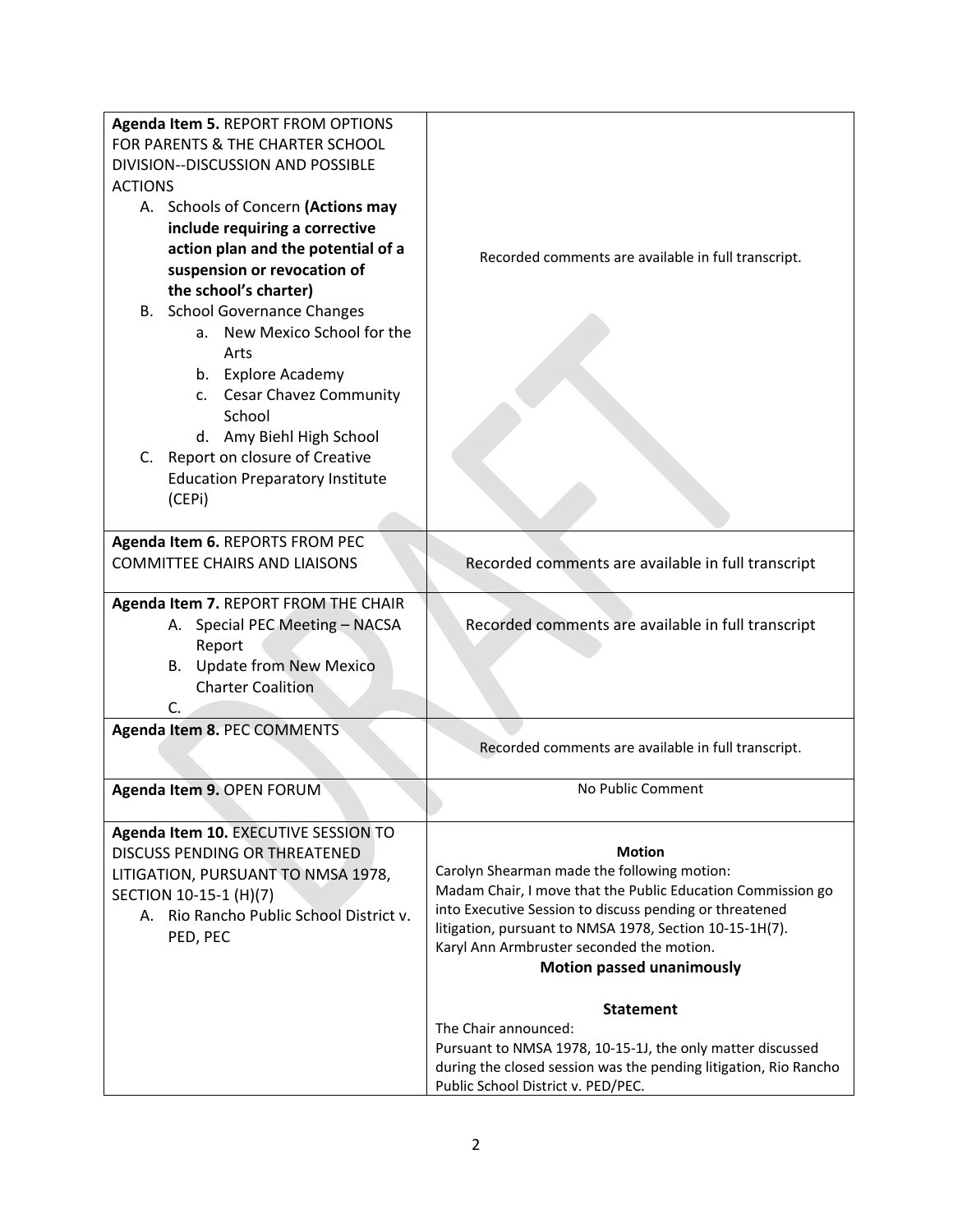| | |
|---|---|
| **Agenda Item 5.** REPORT FROM OPTIONS FOR PARENTS & THE CHARTER SCHOOL DIVISION--DISCUSSION AND POSSIBLE ACTIONS<br>A. Schools of Concern **(Actions may include requiring a corrective action plan and the potential of a suspension or revocation of the school's charter)**<br>B. School Governance Changes<br>a. New Mexico School for the Arts<br>b. Explore Academy<br>c. Cesar Chavez Community School<br>d. Amy Biehl High School<br>C. Report on closure of Creative Education Preparatory Institute (CEPi) | Recorded comments are available in full transcript. |
| **Agenda Item 6.** REPORTS FROM PEC COMMITTEE CHAIRS AND LIAISONS | Recorded comments are available in full transcript |
| **Agenda Item 7.** REPORT FROM THE CHAIR<br>A. Special PEC Meeting – NACSA Report<br>B. Update from New Mexico Charter Coalition<br>C. | Recorded comments are available in full transcript |
| **Agenda Item 8.** PEC COMMENTS | Recorded comments are available in full transcript. |
| **Agenda Item 9.** OPEN FORUM | No Public Comment |
| **Agenda Item 10.** EXECUTIVE SESSION TO DISCUSS PENDING OR THREATENED LITIGATION, PURSUANT TO NMSA 1978, SECTION 10-15-1 (H)(7)<br>A. Rio Rancho Public School District v. PED, PEC | **Motion**<br>Carolyn Shearman made the following motion:<br>Madam Chair, I move that the Public Education Commission go into Executive Session to discuss pending or threatened litigation, pursuant to NMSA 1978, Section 10-15-1H(7).<br>Karyl Ann Armbruster seconded the motion.<br>**Motion passed unanimously**<br><br>**Statement**<br>The Chair announced:<br>Pursuant to NMSA 1978, 10-15-1J, the only matter discussed during the closed session was the pending litigation, Rio Rancho Public School District v. PED/PEC. |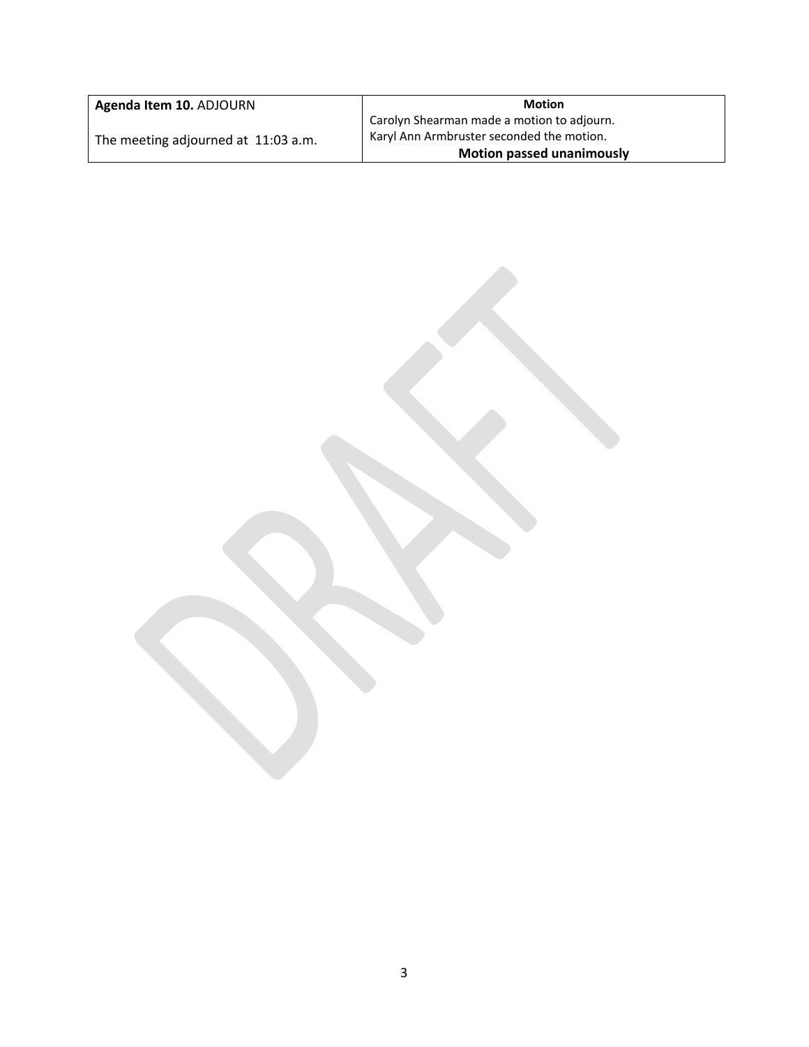| | |
|---|---|
| **Agenda Item 10.** ADJOURN<br><br>The meeting adjourned at 11:03 a.m. | **Motion**<br>Carolyn Shearman made a motion to adjourn.<br>Karyl Ann Armbruster seconded the motion.<br>**Motion passed unanimously** |

DRAFT